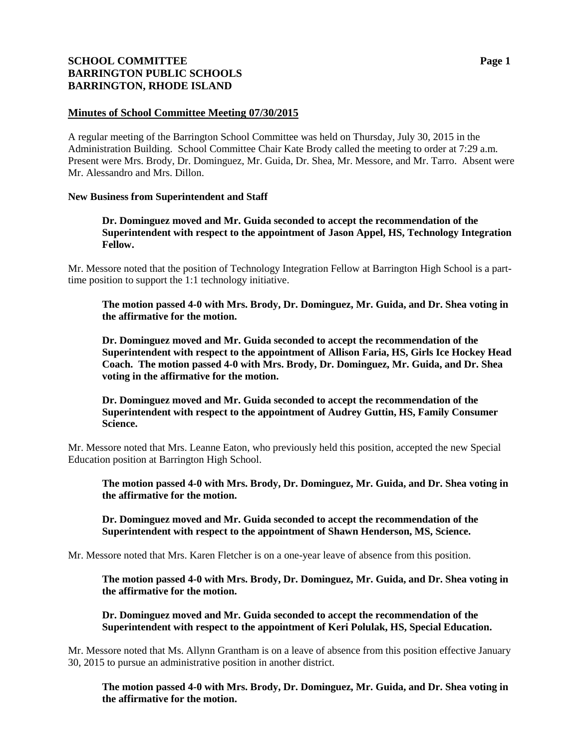**SCHOOL COMMITTEE**
**BARRINGTON PUBLIC SCHOOLS**
**BARRINGTON, RHODE ISLAND**

## Minutes of School Committee Meeting 07/30/2015

A regular meeting of the Barrington School Committee was held on Thursday, July 30, 2015 in the Administration Building. School Committee Chair Kate Brody called the meeting to order at 7:29 a.m. Present were Mrs. Brody, Dr. Dominguez, Mr. Guida, Dr. Shea, Mr. Messore, and Mr. Tarro. Absent were Mr. Alessandro and Mrs. Dillon.

### New Business from Superintendent and Staff

**Dr. Dominguez moved and Mr. Guida seconded to accept the recommendation of the Superintendent with respect to the appointment of Jason Appel, HS, Technology Integration Fellow.**

Mr. Messore noted that the position of Technology Integration Fellow at Barrington High School is a part-time position to support the 1:1 technology initiative.

**The motion passed 4-0 with Mrs. Brody, Dr. Dominguez, Mr. Guida, and Dr. Shea voting in the affirmative for the motion.**

**Dr. Dominguez moved and Mr. Guida seconded to accept the recommendation of the Superintendent with respect to the appointment of Allison Faria, HS, Girls Ice Hockey Head Coach. The motion passed 4-0 with Mrs. Brody, Dr. Dominguez, Mr. Guida, and Dr. Shea voting in the affirmative for the motion.**

**Dr. Dominguez moved and Mr. Guida seconded to accept the recommendation of the Superintendent with respect to the appointment of Audrey Guttin, HS, Family Consumer Science.**

Mr. Messore noted that Mrs. Leanne Eaton, who previously held this position, accepted the new Special Education position at Barrington High School.

**The motion passed 4-0 with Mrs. Brody, Dr. Dominguez, Mr. Guida, and Dr. Shea voting in the affirmative for the motion.**

**Dr. Dominguez moved and Mr. Guida seconded to accept the recommendation of the Superintendent with respect to the appointment of Shawn Henderson, MS, Science.**

Mr. Messore noted that Mrs. Karen Fletcher is on a one-year leave of absence from this position.

**The motion passed 4-0 with Mrs. Brody, Dr. Dominguez, Mr. Guida, and Dr. Shea voting in the affirmative for the motion.**

**Dr. Dominguez moved and Mr. Guida seconded to accept the recommendation of the Superintendent with respect to the appointment of Keri Polulak, HS, Special Education.**

Mr. Messore noted that Ms. Allynn Grantham is on a leave of absence from this position effective January 30, 2015 to pursue an administrative position in another district.

**The motion passed 4-0 with Mrs. Brody, Dr. Dominguez, Mr. Guida, and Dr. Shea voting in the affirmative for the motion.**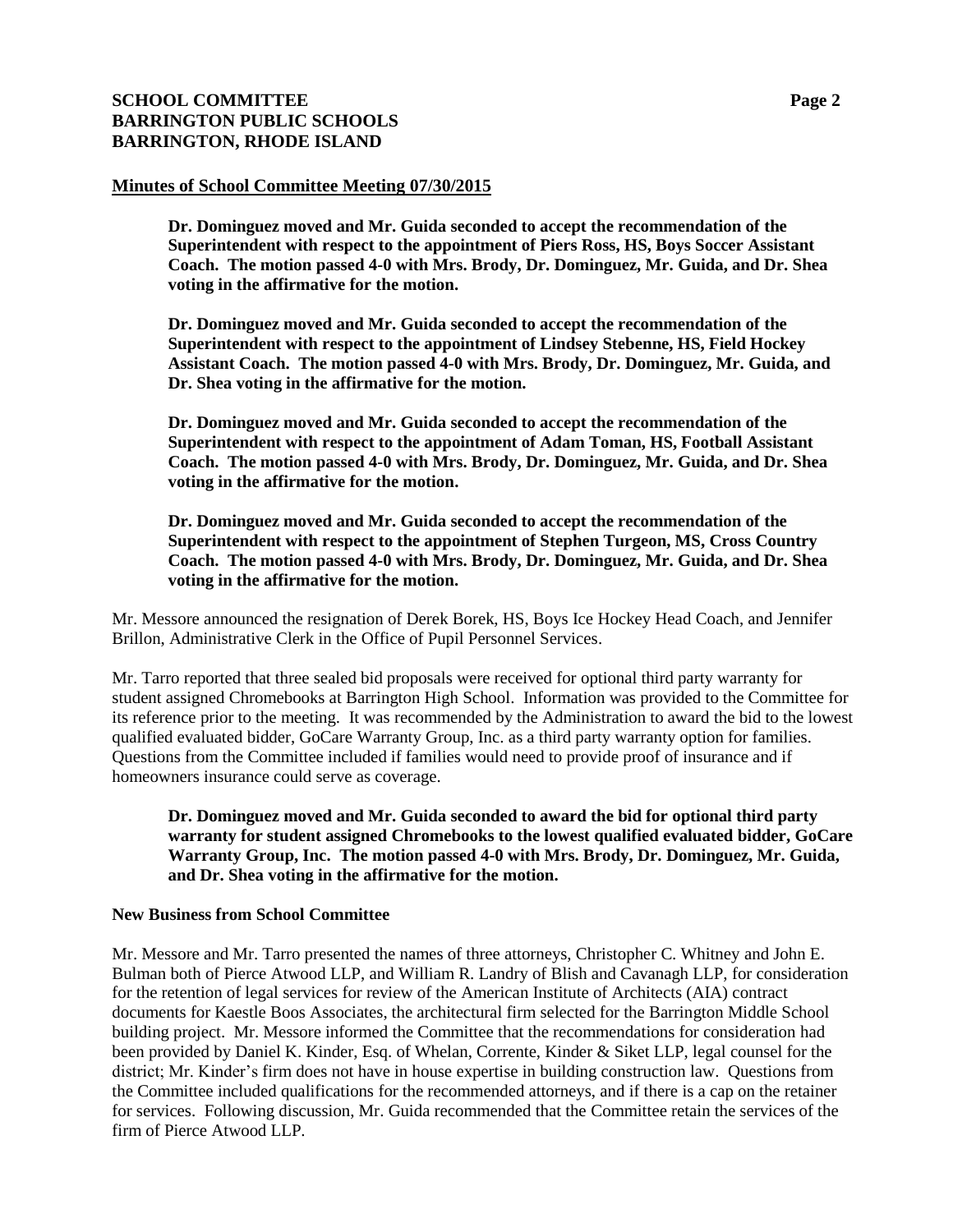**Minutes of School Committee Meeting 07/30/2015**

> **Dr. Dominguez moved and Mr. Guida seconded to accept the recommendation of the Superintendent with respect to the appointment of Piers Ross, HS, Boys Soccer Assistant Coach. The motion passed 4-0 with Mrs. Brody, Dr. Dominguez, Mr. Guida, and Dr. Shea voting in the affirmative for the motion.**

> **Dr. Dominguez moved and Mr. Guida seconded to accept the recommendation of the Superintendent with respect to the appointment of Lindsey Stebenne, HS, Field Hockey Assistant Coach. The motion passed 4-0 with Mrs. Brody, Dr. Dominguez, Mr. Guida, and Dr. Shea voting in the affirmative for the motion.**

> **Dr. Dominguez moved and Mr. Guida seconded to accept the recommendation of the Superintendent with respect to the appointment of Adam Toman, HS, Football Assistant Coach. The motion passed 4-0 with Mrs. Brody, Dr. Dominguez, Mr. Guida, and Dr. Shea voting in the affirmative for the motion.**

> **Dr. Dominguez moved and Mr. Guida seconded to accept the recommendation of the Superintendent with respect to the appointment of Stephen Turgeon, MS, Cross Country Coach. The motion passed 4-0 with Mrs. Brody, Dr. Dominguez, Mr. Guida, and Dr. Shea voting in the affirmative for the motion.**

Mr. Messore announced the resignation of Derek Borek, HS, Boys Ice Hockey Head Coach, and Jennifer Brillon, Administrative Clerk in the Office of Pupil Personnel Services.

Mr. Tarro reported that three sealed bid proposals were received for optional third party warranty for student assigned Chromebooks at Barrington High School. Information was provided to the Committee for its reference prior to the meeting. It was recommended by the Administration to award the bid to the lowest qualified evaluated bidder, GoCare Warranty Group, Inc. as a third party warranty option for families. Questions from the Committee included if families would need to provide proof of insurance and if homeowners insurance could serve as coverage.

> **Dr. Dominguez moved and Mr. Guida seconded to award the bid for optional third party warranty for student assigned Chromebooks to the lowest qualified evaluated bidder, GoCare Warranty Group, Inc. The motion passed 4-0 with Mrs. Brody, Dr. Dominguez, Mr. Guida, and Dr. Shea voting in the affirmative for the motion.**

**New Business from School Committee**

Mr. Messore and Mr. Tarro presented the names of three attorneys, Christopher C. Whitney and John E. Bulman both of Pierce Atwood LLP, and William R. Landry of Blish and Cavanagh LLP, for consideration for the retention of legal services for review of the American Institute of Architects (AIA) contract documents for Kaestle Boos Associates, the architectural firm selected for the Barrington Middle School building project. Mr. Messore informed the Committee that the recommendations for consideration had been provided by Daniel K. Kinder, Esq. of Whelan, Corrente, Kinder & Siket LLP, legal counsel for the district; Mr. Kinder's firm does not have in house expertise in building construction law. Questions from the Committee included qualifications for the recommended attorneys, and if there is a cap on the retainer for services. Following discussion, Mr. Guida recommended that the Committee retain the services of the firm of Pierce Atwood LLP.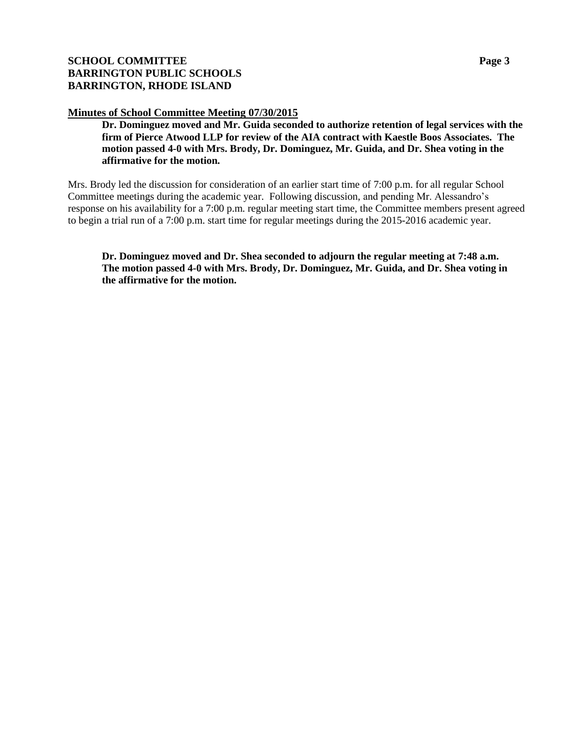**Minutes of School Committee Meeting 07/30/2015**

**Dr. Dominguez moved and Mr. Guida seconded to authorize retention of legal services with the firm of Pierce Atwood LLP for review of the AIA contract with Kaestle Boos Associates. The motion passed 4-0 with Mrs. Brody, Dr. Dominguez, Mr. Guida, and Dr. Shea voting in the affirmative for the motion.**

Mrs. Brody led the discussion for consideration of an earlier start time of 7:00 p.m. for all regular School Committee meetings during the academic year. Following discussion, and pending Mr. Alessandro's response on his availability for a 7:00 p.m. regular meeting start time, the Committee members present agreed to begin a trial run of a 7:00 p.m. start time for regular meetings during the 2015-2016 academic year.

**Dr. Dominguez moved and Dr. Shea seconded to adjourn the regular meeting at 7:48 a.m. The motion passed 4-0 with Mrs. Brody, Dr. Dominguez, Mr. Guida, and Dr. Shea voting in the affirmative for the motion.**